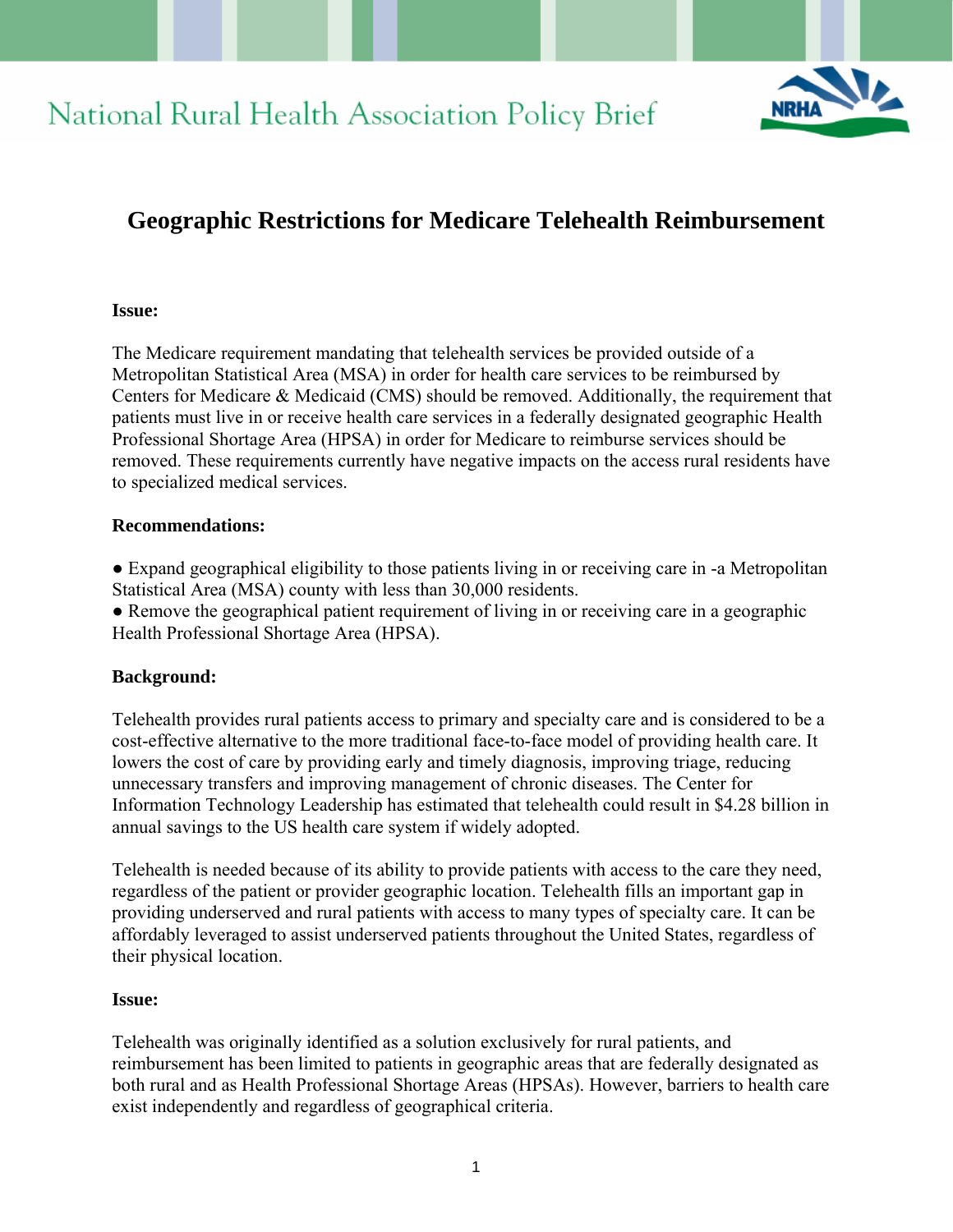National Rural Health Association Policy Brief

# Geographic Restrictions for Medicare Telehealth Reimbursement

**Issue:**

The Medicare requirement mandating that telehealth services be provided outside of a Metropolitan Statistical Area (MSA) in order for health care services to be reimbursed by Centers for Medicare & Medicaid (CMS) should be removed. Additionally, the requirement that patients must live in or receive health care services in a federally designated geographic Health Professional Shortage Area (HPSA) in order for Medicare to reimburse services should be removed. These requirements currently have negative impacts on the access rural residents have to specialized medical services.

**Recommendations:**

● Expand geographical eligibility to those patients living in or receiving care in -a Metropolitan Statistical Area (MSA) county with less than 30,000 residents.
● Remove the geographical patient requirement of living in or receiving care in a geographic Health Professional Shortage Area (HPSA).

**Background:**

Telehealth provides rural patients access to primary and specialty care and is considered to be a cost-effective alternative to the more traditional face-to-face model of providing health care. It lowers the cost of care by providing early and timely diagnosis, improving triage, reducing unnecessary transfers and improving management of chronic diseases. The Center for Information Technology Leadership has estimated that telehealth could result in $4.28 billion in annual savings to the US health care system if widely adopted.

Telehealth is needed because of its ability to provide patients with access to the care they need, regardless of the patient or provider geographic location. Telehealth fills an important gap in providing underserved and rural patients with access to many types of specialty care. It can be affordably leveraged to assist underserved patients throughout the United States, regardless of their physical location.

**Issue:**

Telehealth was originally identified as a solution exclusively for rural patients, and reimbursement has been limited to patients in geographic areas that are federally designated as both rural and as Health Professional Shortage Areas (HPSAs). However, barriers to health care exist independently and regardless of geographical criteria.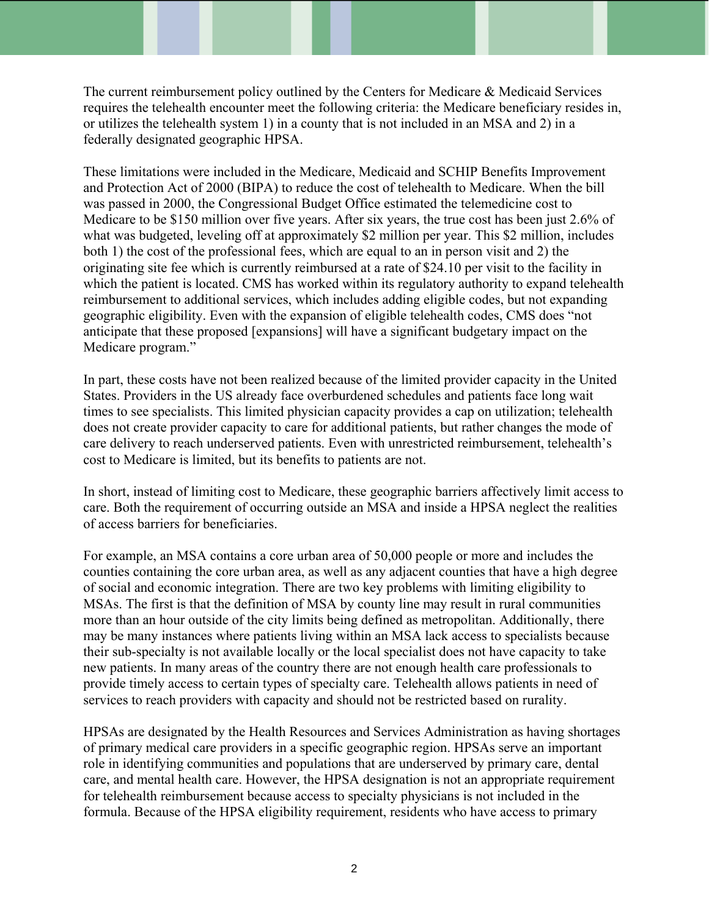The current reimbursement policy outlined by the Centers for Medicare & Medicaid Services requires the telehealth encounter meet the following criteria: the Medicare beneficiary resides in, or utilizes the telehealth system 1) in a county that is not included in an MSA and 2) in a federally designated geographic HPSA.

These limitations were included in the Medicare, Medicaid and SCHIP Benefits Improvement and Protection Act of 2000 (BIPA) to reduce the cost of telehealth to Medicare. When the bill was passed in 2000, the Congressional Budget Office estimated the telemedicine cost to Medicare to be $150 million over five years. After six years, the true cost has been just 2.6% of what was budgeted, leveling off at approximately $2 million per year. This $2 million, includes both 1) the cost of the professional fees, which are equal to an in person visit and 2) the originating site fee which is currently reimbursed at a rate of $24.10 per visit to the facility in which the patient is located. CMS has worked within its regulatory authority to expand telehealth reimbursement to additional services, which includes adding eligible codes, but not expanding geographic eligibility. Even with the expansion of eligible telehealth codes, CMS does "not anticipate that these proposed [expansions] will have a significant budgetary impact on the Medicare program."

In part, these costs have not been realized because of the limited provider capacity in the United States. Providers in the US already face overburdened schedules and patients face long wait times to see specialists. This limited physician capacity provides a cap on utilization; telehealth does not create provider capacity to care for additional patients, but rather changes the mode of care delivery to reach underserved patients. Even with unrestricted reimbursement, telehealth's cost to Medicare is limited, but its benefits to patients are not.

In short, instead of limiting cost to Medicare, these geographic barriers affectively limit access to care. Both the requirement of occurring outside an MSA and inside a HPSA neglect the realities of access barriers for beneficiaries.

For example, an MSA contains a core urban area of 50,000 people or more and includes the counties containing the core urban area, as well as any adjacent counties that have a high degree of social and economic integration. There are two key problems with limiting eligibility to MSAs. The first is that the definition of MSA by county line may result in rural communities more than an hour outside of the city limits being defined as metropolitan. Additionally, there may be many instances where patients living within an MSA lack access to specialists because their sub-specialty is not available locally or the local specialist does not have capacity to take new patients. In many areas of the country there are not enough health care professionals to provide timely access to certain types of specialty care. Telehealth allows patients in need of services to reach providers with capacity and should not be restricted based on rurality.

HPSAs are designated by the Health Resources and Services Administration as having shortages of primary medical care providers in a specific geographic region. HPSAs serve an important role in identifying communities and populations that are underserved by primary care, dental care, and mental health care. However, the HPSA designation is not an appropriate requirement for telehealth reimbursement because access to specialty physicians is not included in the formula. Because of the HPSA eligibility requirement, residents who have access to primary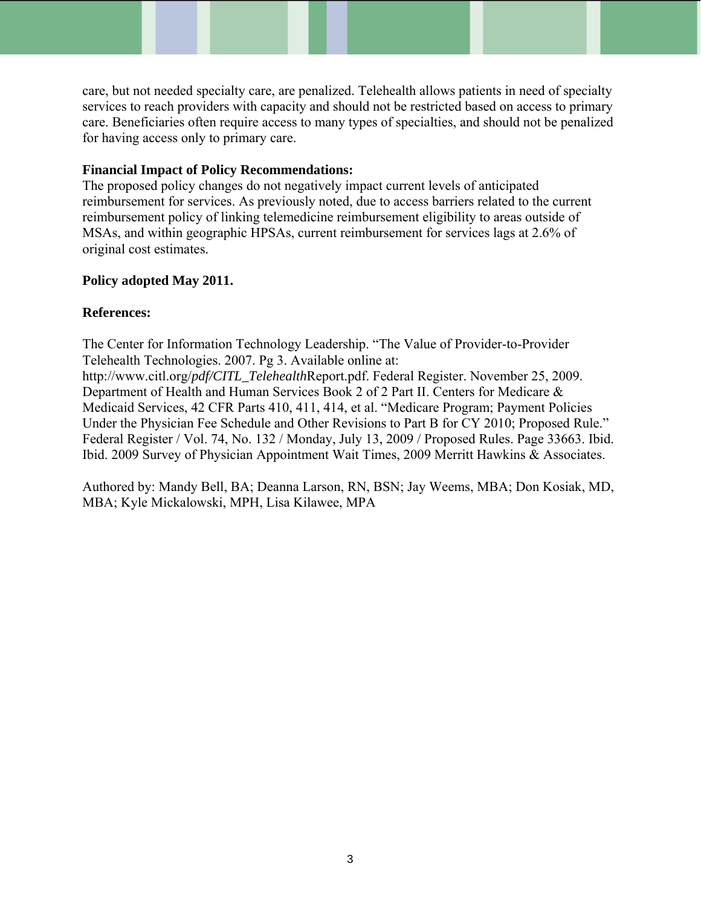care, but not needed specialty care, are penalized. Telehealth allows patients in need of specialty services to reach providers with capacity and should not be restricted based on access to primary care. Beneficiaries often require access to many types of specialties, and should not be penalized for having access only to primary care.

**Financial Impact of Policy Recommendations:**

The proposed policy changes do not negatively impact current levels of anticipated reimbursement for services. As previously noted, due to access barriers related to the current reimbursement policy of linking telemedicine reimbursement eligibility to areas outside of MSAs, and within geographic HPSAs, current reimbursement for services lags at 2.6% of original cost estimates.

**Policy adopted May 2011.**

**References:**

The Center for Information Technology Leadership. "The Value of Provider-to-Provider Telehealth Technologies. 2007. Pg 3. Available online at: http://www.citl.org/*pdf/CITL_Telehealth*Report.pdf. Federal Register. November 25, 2009. Department of Health and Human Services Book 2 of 2 Part II. Centers for Medicare & Medicaid Services, 42 CFR Parts 410, 411, 414, et al. "Medicare Program; Payment Policies Under the Physician Fee Schedule and Other Revisions to Part B for CY 2010; Proposed Rule." Federal Register / Vol. 74, No. 132 / Monday, July 13, 2009 / Proposed Rules. Page 33663. Ibid. Ibid. 2009 Survey of Physician Appointment Wait Times, 2009 Merritt Hawkins & Associates.

Authored by: Mandy Bell, BA; Deanna Larson, RN, BSN; Jay Weems, MBA; Don Kosiak, MD, MBA; Kyle Mickalowski, MPH, Lisa Kilawee, MPA